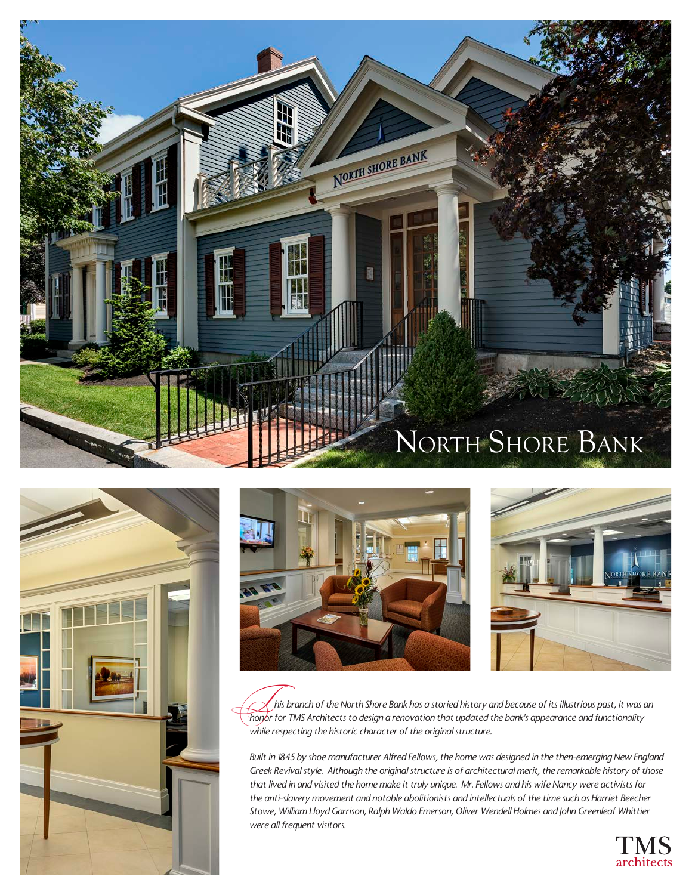# NORTH SHORE BANK

*This branch of the North Shore Bank has a storied history and because of its illustrious past, it was an honor for TMS Architects to design a renovation that updated the bank's appearance and functionality while respecting the historic character of the original structure.*

*Built in 1845 by shoe manufacturer Alfred Fellows, the home was designed in the then-emerging New England Greek Revival style. Although the original structure is of architectural merit, the remarkable history of those that lived in and visited the home make it truly unique. Mr. Fellows and his wife Nancy were activists for the anti-slavery movement and notable abolitionists and intellectuals of the time such as Harriet Beecher Stowe, William Lloyd Garrison, Ralph Waldo Emerson, Oliver Wendell Holmes and John Greenleaf Whittier were all frequent visitors.*

TMS architects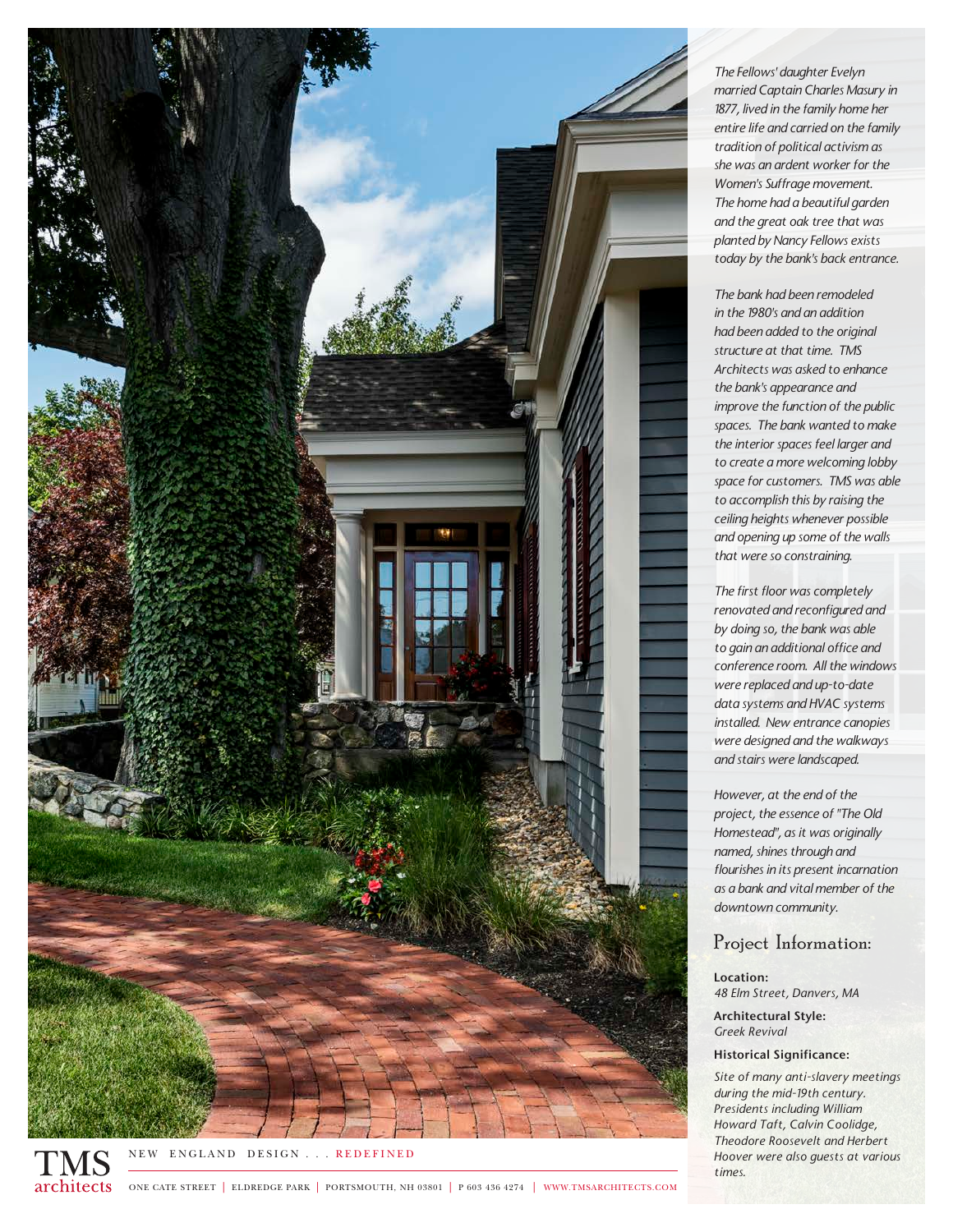*The Fellows' daughter Evelyn married Captain Charles Masury in 1877, lived in the family home her entire life and carried on the family tradition of political activism as she was an ardent worker for the Women's Suffrage movement. The home had a beautiful garden and the great oak tree that was planted by Nancy Fellows exists today by the bank's back entrance.*

*The bank had been remodeled in the 1980's and an addition had been added to the original structure at that time. TMS Architects was asked to enhance the bank's appearance and improve the function of the public spaces. The bank wanted to make the interior spaces feel larger and to create a more welcoming lobby space for customers. TMS was able to accomplish this by raising the ceiling heights whenever possible and opening up some of the walls that were so constraining.*

*The first floor was completely renovated and reconfigured and by doing so, the bank was able to gain an additional office and conference room. All the windows were replaced and up-to-date data systems and HVAC systems installed. New entrance canopies were designed and the walkways and stairs were landscaped.*

*However, at the end of the project, the essence of "The Old Homestead", as it was originally named, shines through and flourishes in its present incarnation as a bank and vital member of the downtown community.*

## Project Information:

**Location:**
*48 Elm Street, Danvers, MA*

**Architectural Style:**
*Greek Revival*

**Historical Significance:**

*Site of many anti-slavery meetings during the mid-19th century. Presidents including William Howard Taft, Calvin Coolidge, Theodore Roosevelt and Herbert Hoover were also guests at various times.*

TMS architects

NEW ENGLAND DESIGN . . . REDEFINED

ONE CATE STREET | ELDREDGE PARK | PORTSMOUTH, NH 03801 | P 603 436 4274 | WWW.TMSARCHITECTS.COM